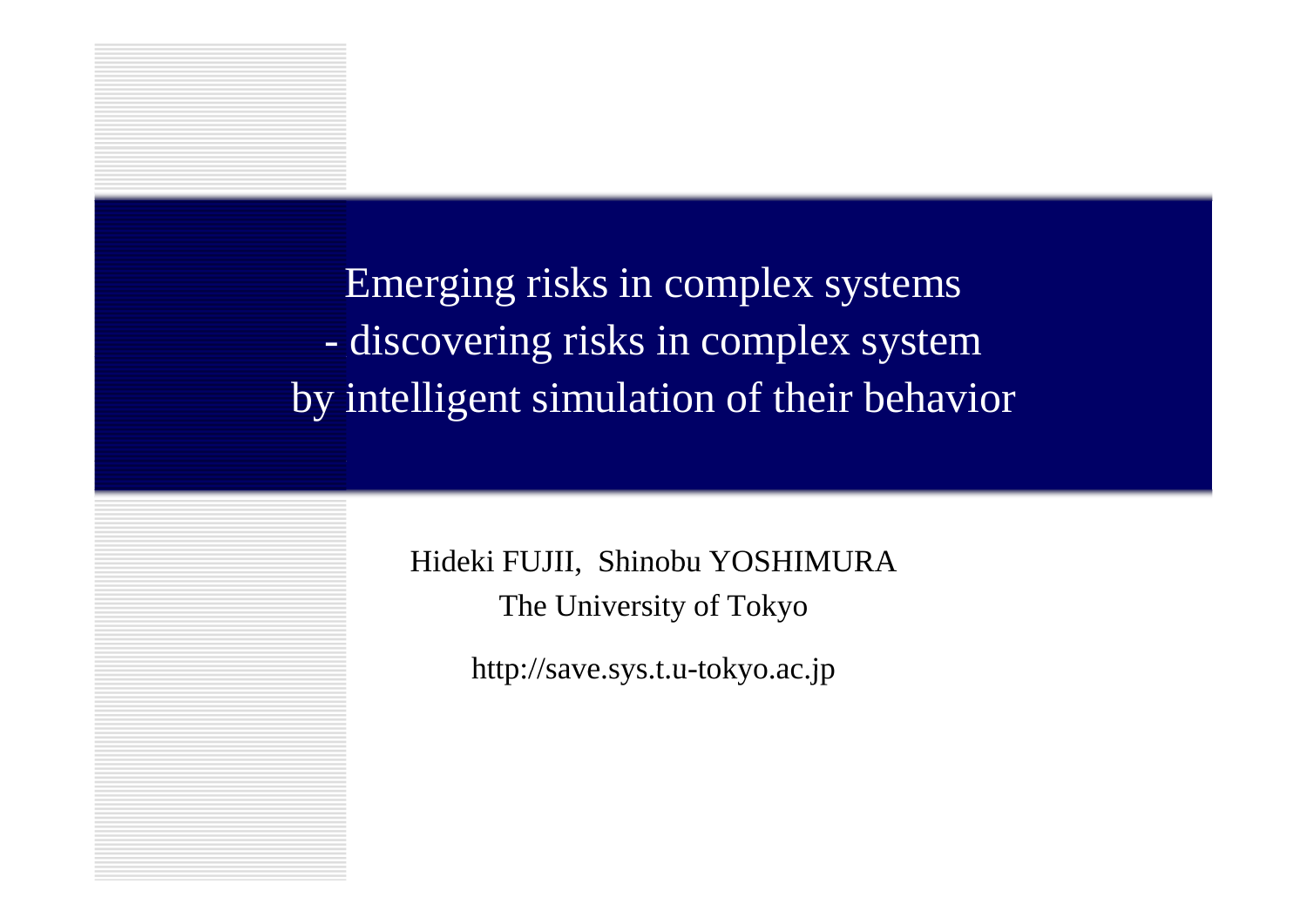# Emerging risks in complex systems
## - discovering risks in complex system by intelligent simulation of their behavior

Hideki FUJII, Shinobu YOSHIMURA

The University of Tokyo

http://save.sys.t.u-tokyo.ac.jp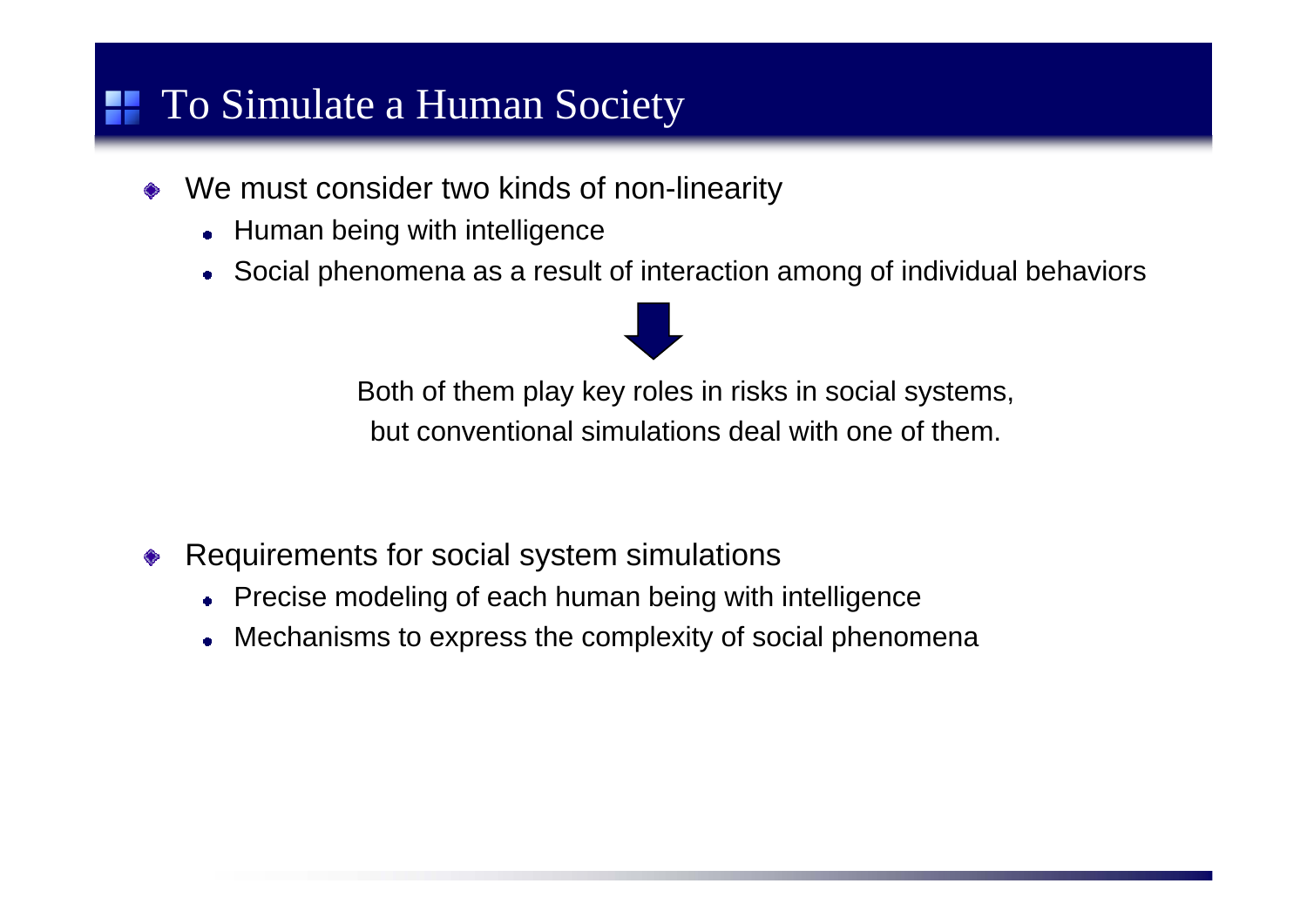# To Simulate a Human Society

- We must consider two kinds of non-linearity
  - Human being with intelligence
  - Social phenomena as a result of interaction among of individual behaviors

Both of them play key roles in risks in social systems,
but conventional simulations deal with one of them.

- Requirements for social system simulations
  - Precise modeling of each human being with intelligence
  - Mechanisms to express the complexity of social phenomena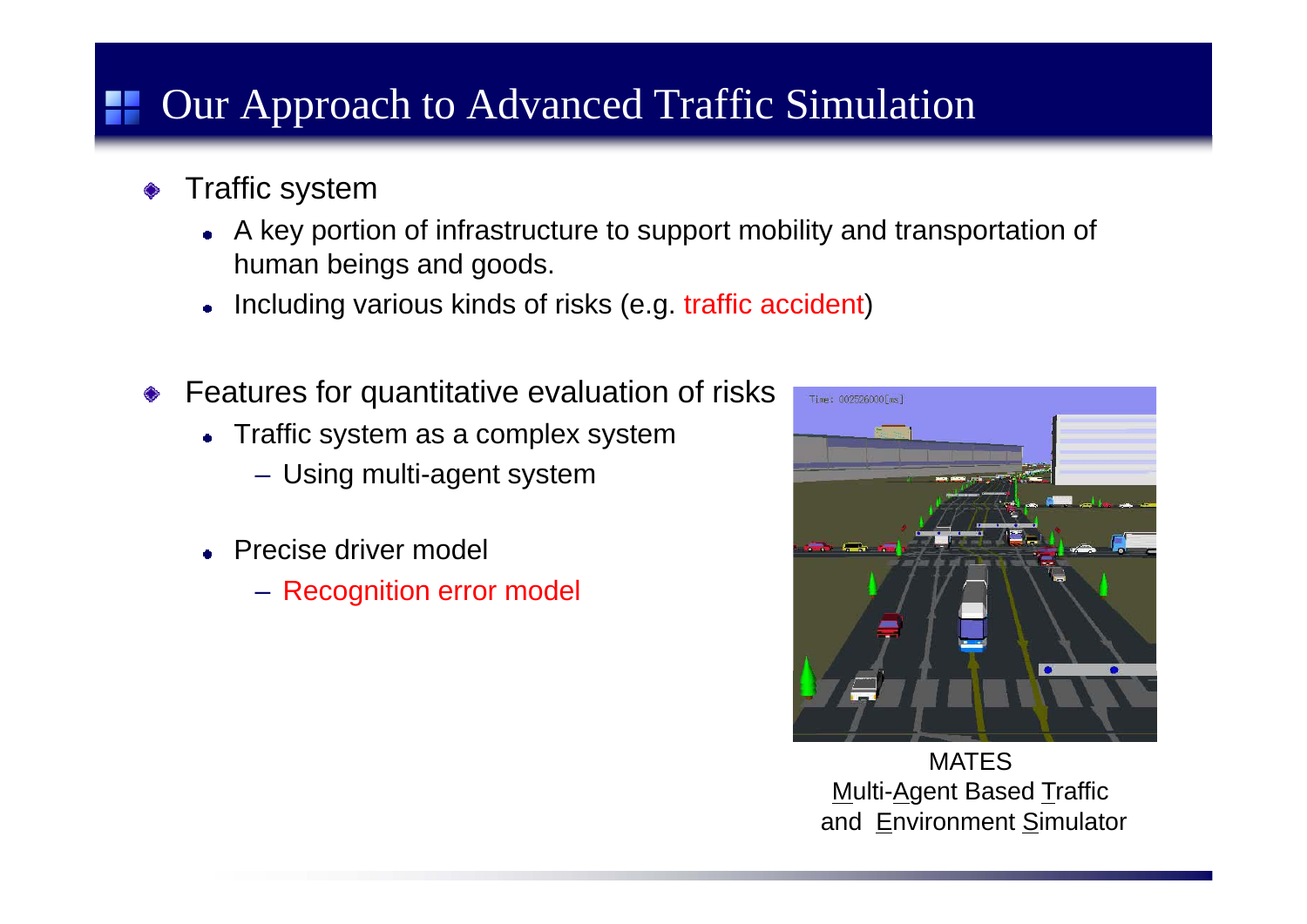# Our Approach to Advanced Traffic Simulation

- Traffic system
  - A key portion of infrastructure to support mobility and transportation of human beings and goods.
  - Including various kinds of risks (e.g. traffic accident)

- Features for quantitative evaluation of risks
  - Traffic system as a complex system
    - Using multi-agent system
  - Precise driver model
    - Recognition error model

MATES
Multi-Agent Based Traffic and Environment Simulator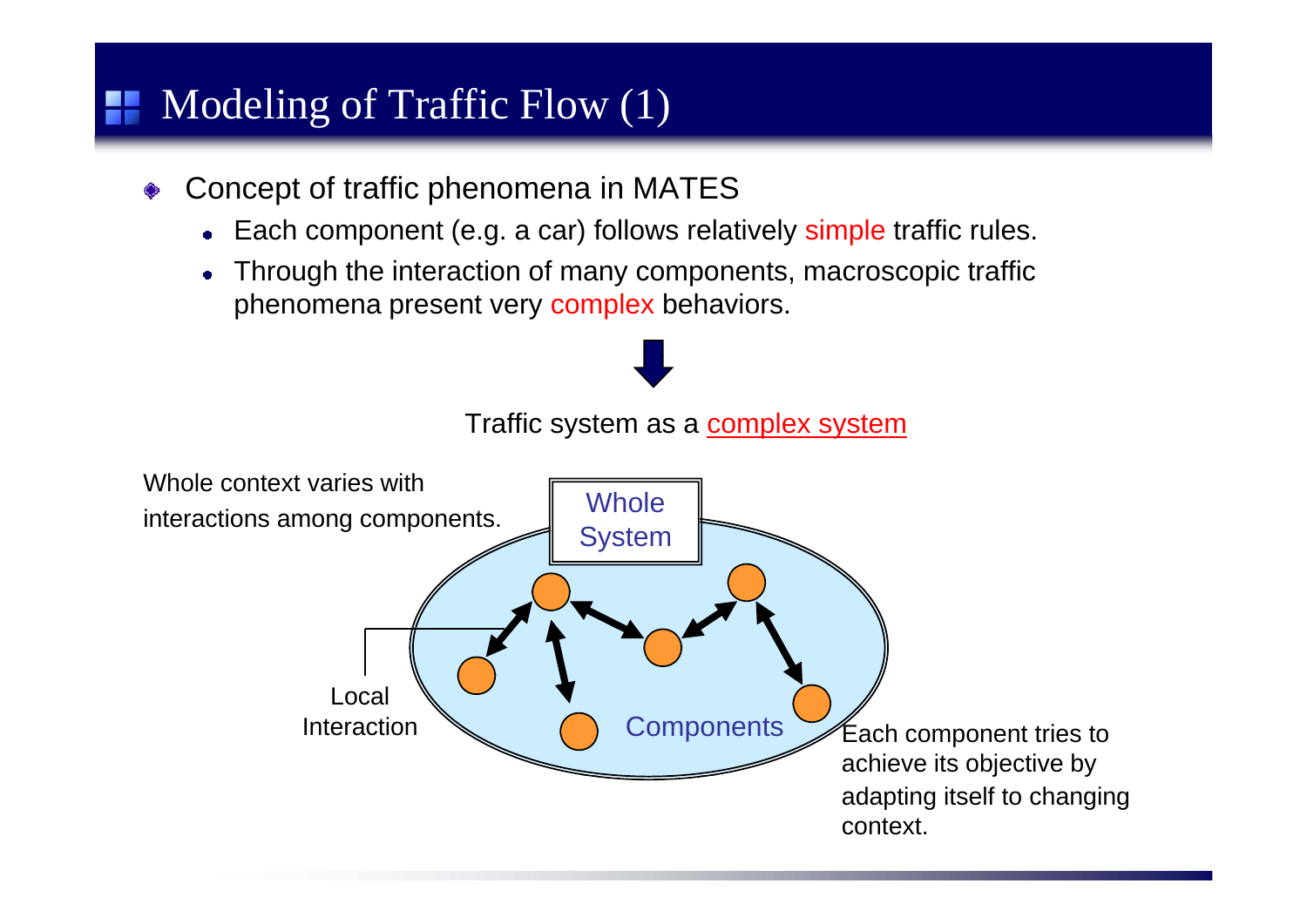# Modeling of Traffic Flow (1)

- Concept of traffic phenomena in MATES
  - Each component (e.g. a car) follows relatively simple traffic rules.
  - Through the interaction of many components, macroscopic traffic phenomena present very complex behaviors.

Traffic system as a complex system

Whole context varies with interactions among components.

Whole System

Local Interaction

Components

Each component tries to achieve its objective by adapting itself to changing context.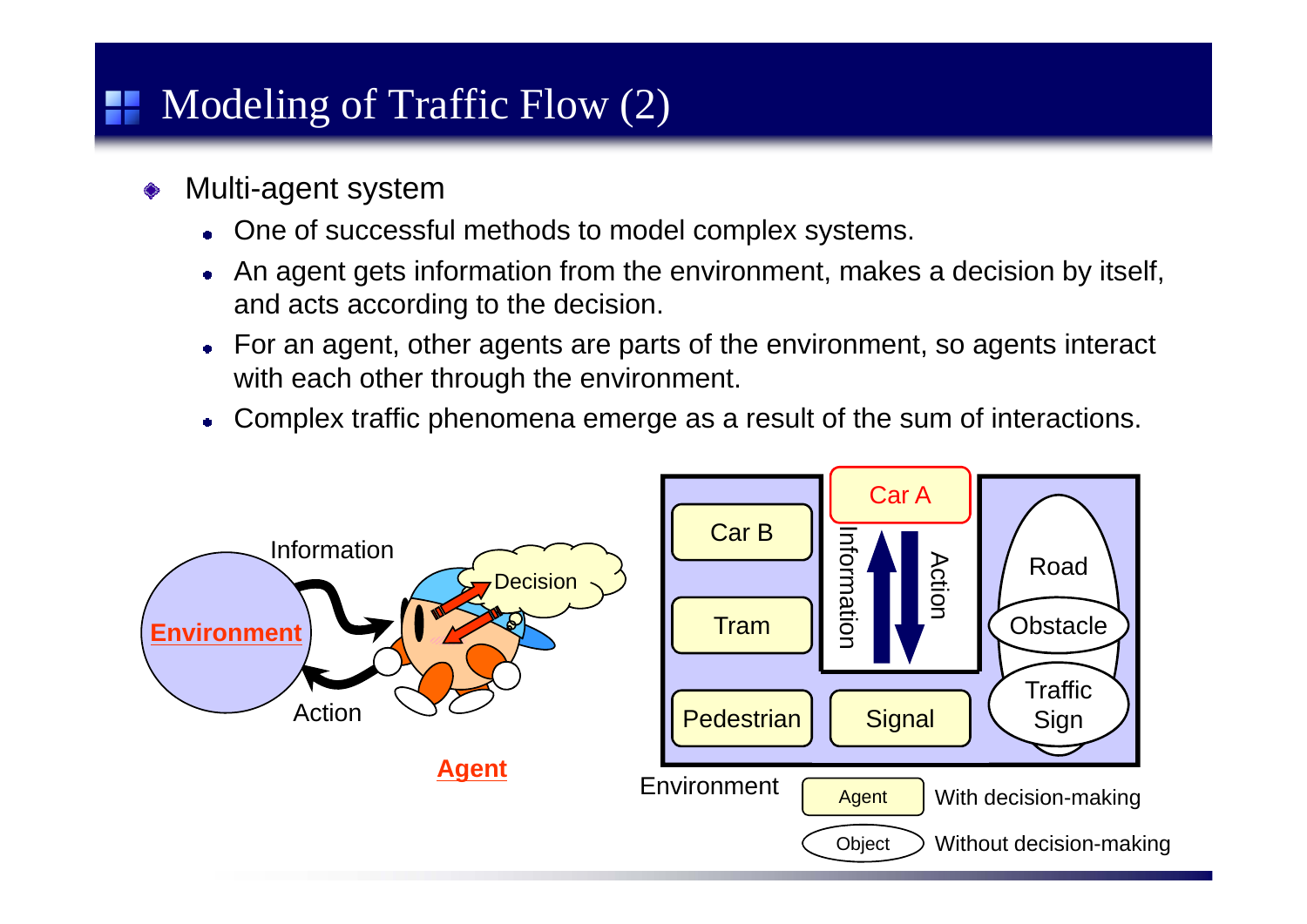# Modeling of Traffic Flow (2)

- Multi-agent system
  - One of successful methods to model complex systems.
  - An agent gets information from the environment, makes a decision by itself, and acts according to the decision.
  - For an agent, other agents are parts of the environment, so agents interact with each other through the environment.
  - Complex traffic phenomena emerge as a result of the sum of interactions.

Information

Decision

**Environment**

Action

**Agent**

Car A

Car B

Tram

Pedestrian

Signal

Information

Action

Road

Obstacle

Traffic Sign

Environment

Agent — With decision-making

Object — Without decision-making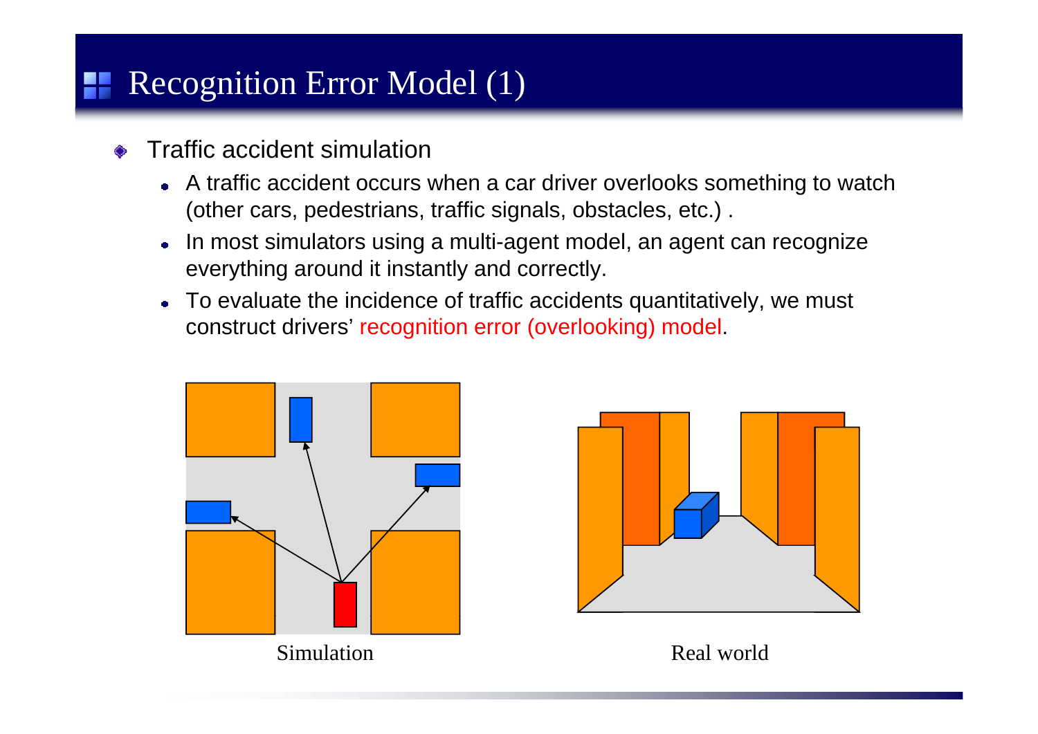# Recognition Error Model (1)

- Traffic accident simulation
  - A traffic accident occurs when a car driver overlooks something to watch (other cars, pedestrians, traffic signals, obstacles, etc.) .
  - In most simulators using a multi-agent model, an agent can recognize everything around it instantly and correctly.
  - To evaluate the incidence of traffic accidents quantitatively, we must construct drivers' recognition error (overlooking) model.

Simulation

Real world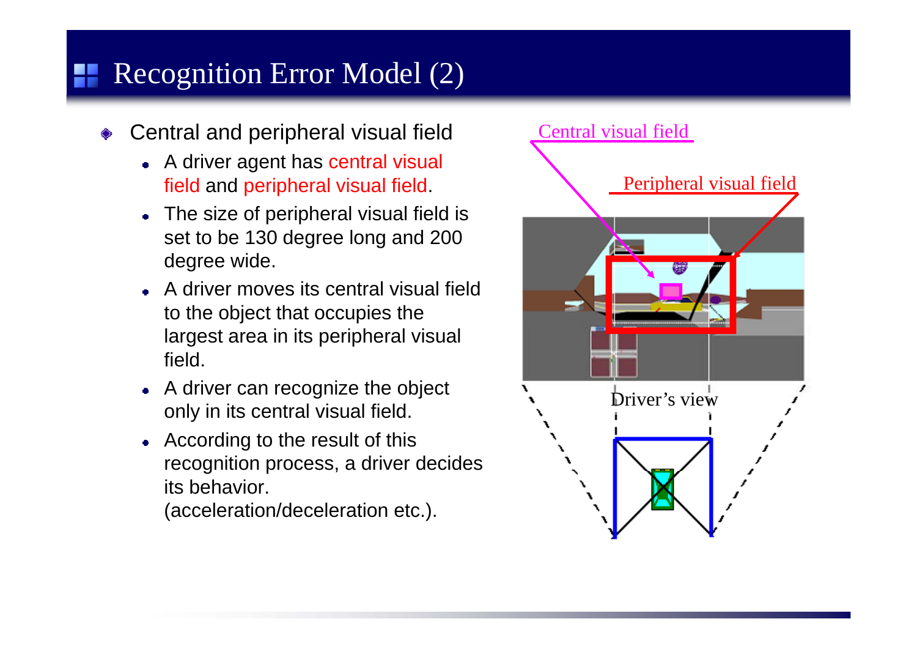# Recognition Error Model (2)

- Central and peripheral visual field
  - A driver agent has central visual field and peripheral visual field.
  - The size of peripheral visual field is set to be 130 degree long and 200 degree wide.
  - A driver moves its central visual field to the object that occupies the largest area in its peripheral visual field.
  - A driver can recognize the object only in its central visual field.
  - According to the result of this recognition process, a driver decides its behavior. (acceleration/deceleration etc.).

Central visual field

Peripheral visual field

Driver's view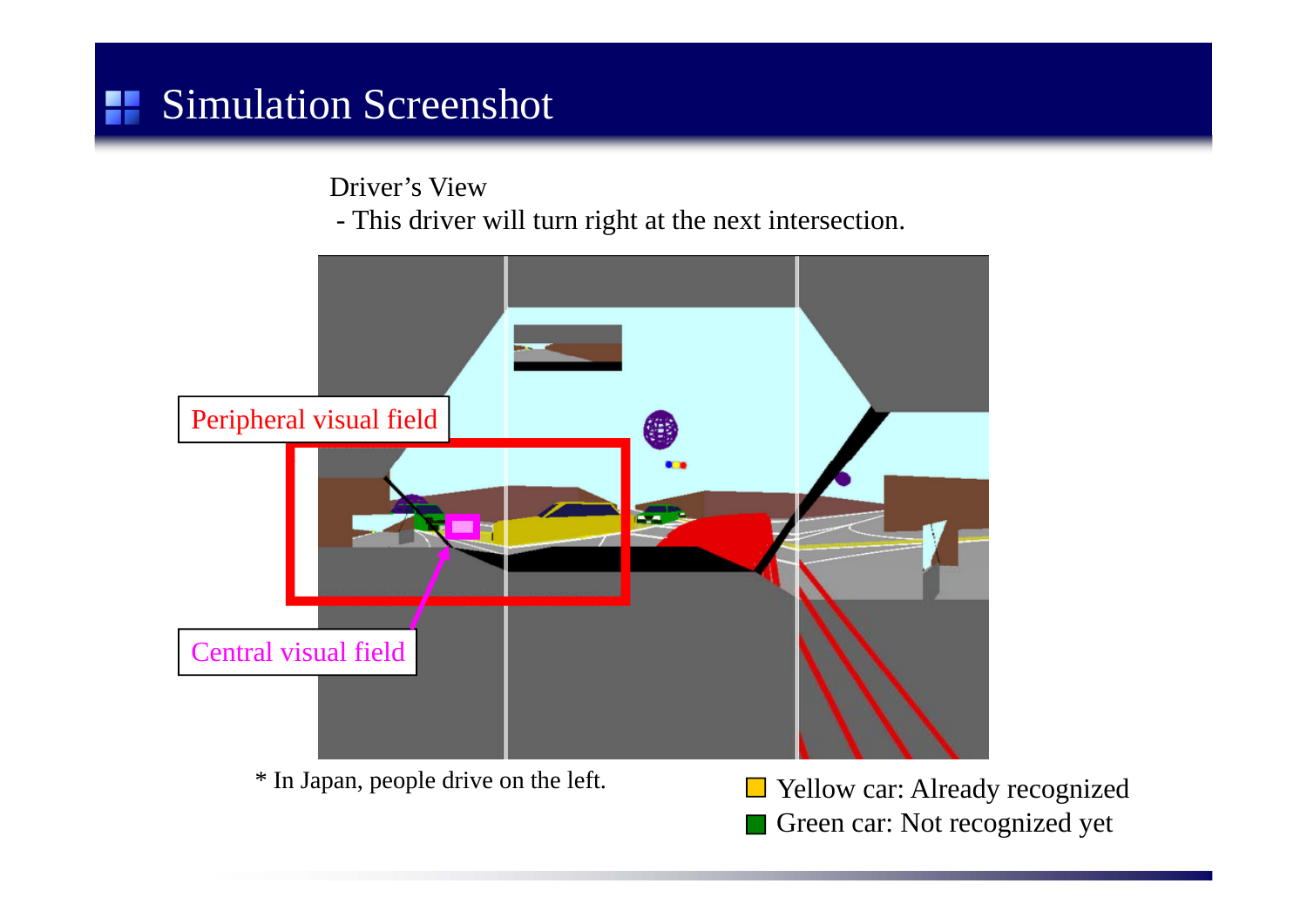# Simulation Screenshot

Driver's View

- This driver will turn right at the next intersection.

Peripheral visual field

Central visual field

* In Japan, people drive on the left.

- Yellow car: Already recognized
- Green car: Not recognized yet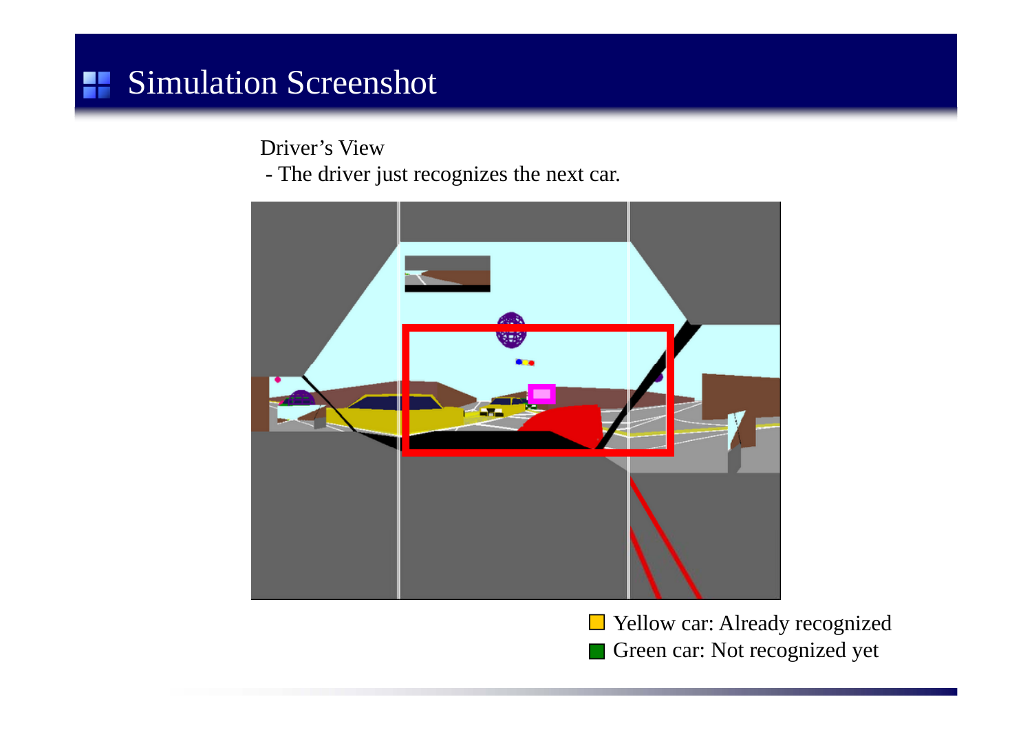# Simulation Screenshot

Driver's View

- The driver just recognizes the next car.

Yellow car: Already recognized

Green car: Not recognized yet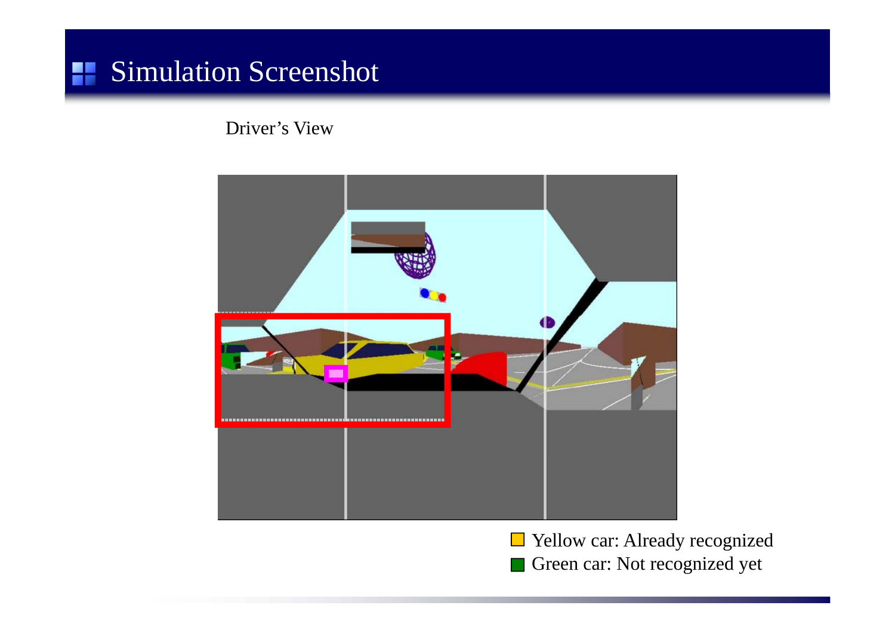# Simulation Screenshot

Driver's View

- Yellow car: Already recognized
- Green car: Not recognized yet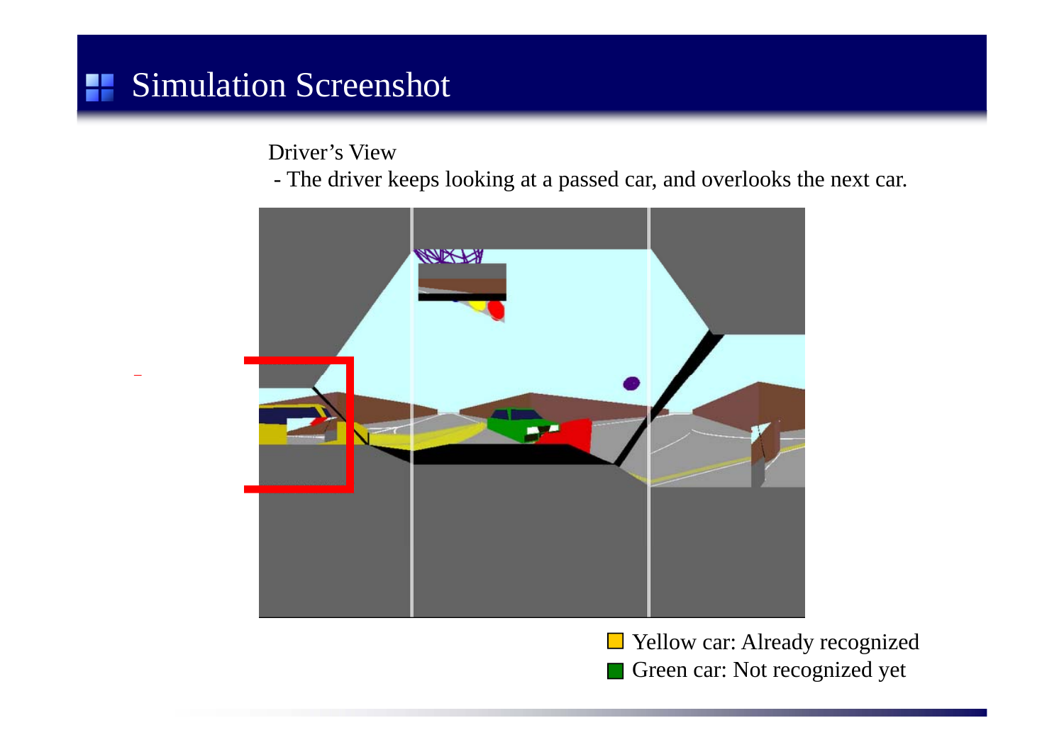# Simulation Screenshot

Driver's View

- The driver keeps looking at a passed car, and overlooks the next car.

Yellow car: Already recognized

Green car: Not recognized yet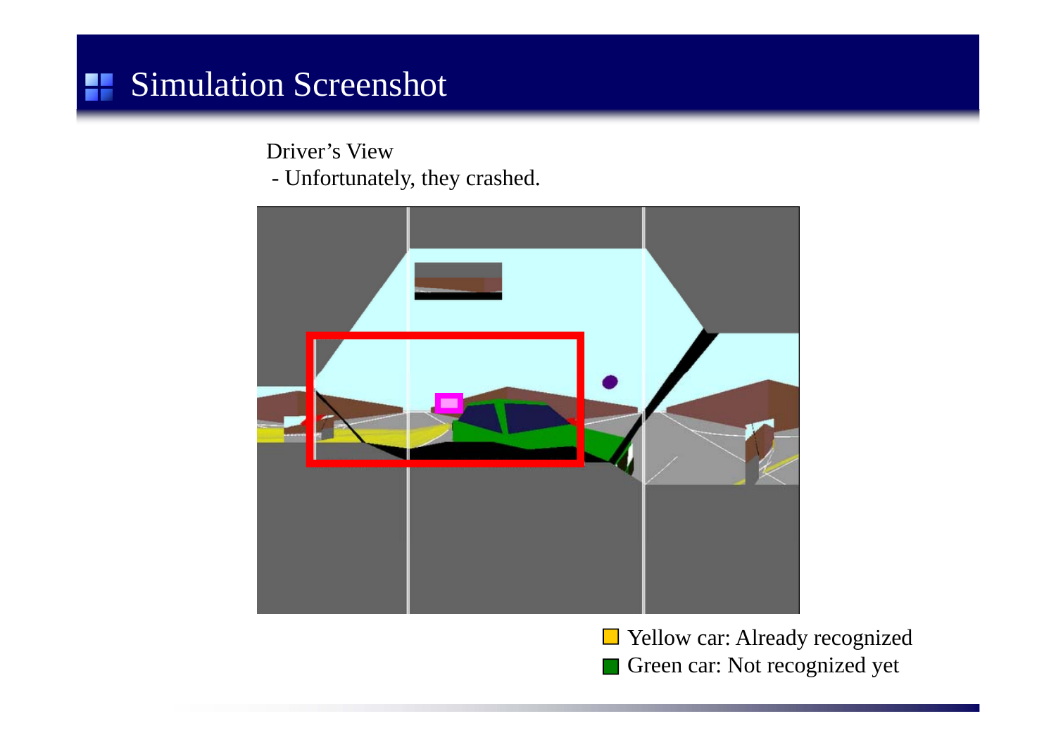# Simulation Screenshot

Driver's View

- Unfortunately, they crashed.

Yellow car: Already recognized

Green car: Not recognized yet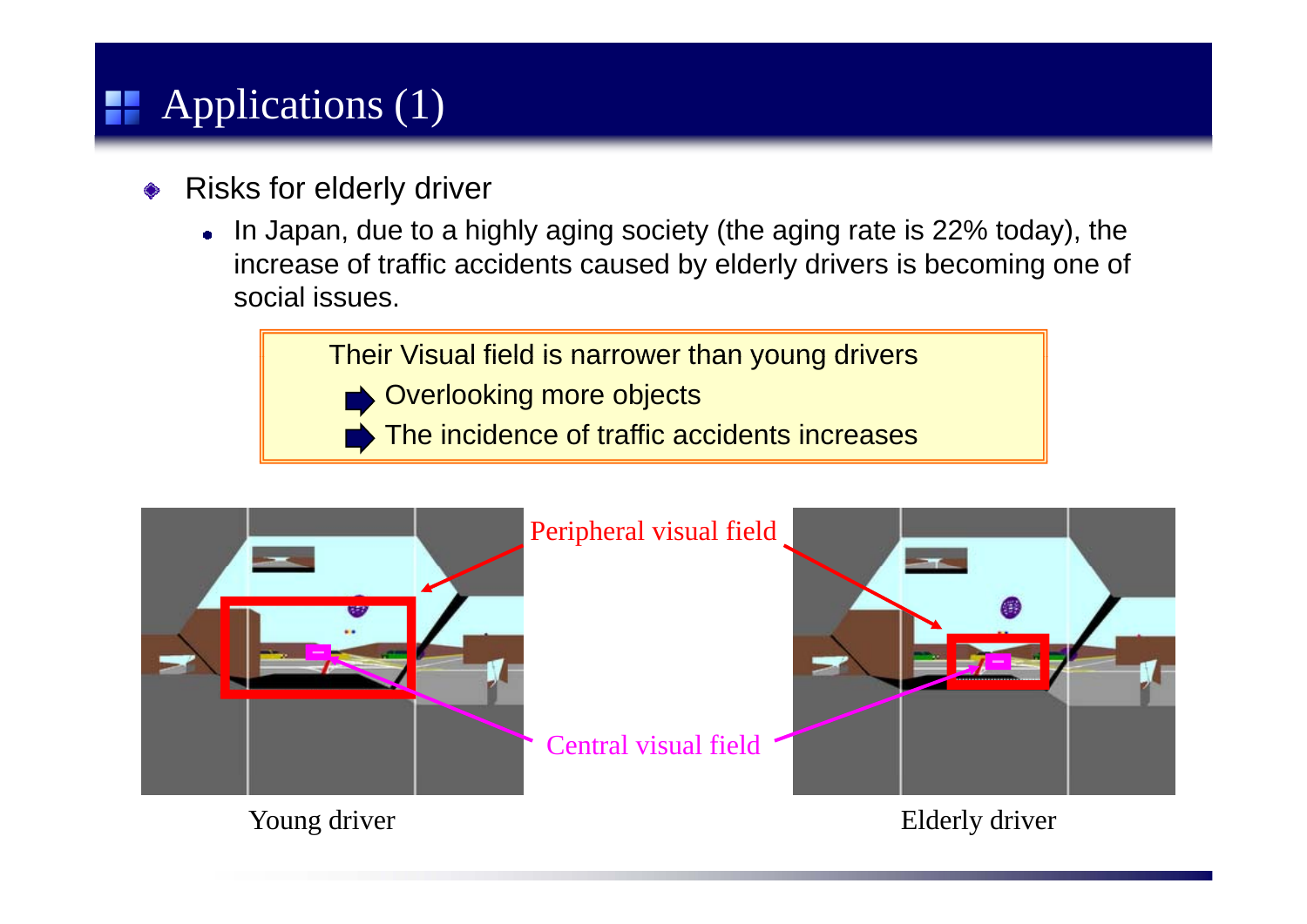# Applications (1)

- Risks for elderly driver
  - In Japan, due to a highly aging society (the aging rate is 22% today), the increase of traffic accidents caused by elderly drivers is becoming one of social issues.

> Their Visual field is narrower than young drivers
>
> ➡ Overlooking more objects
>
> ➡ The incidence of traffic accidents increases

Peripheral visual field

Central visual field

Young driver

Elderly driver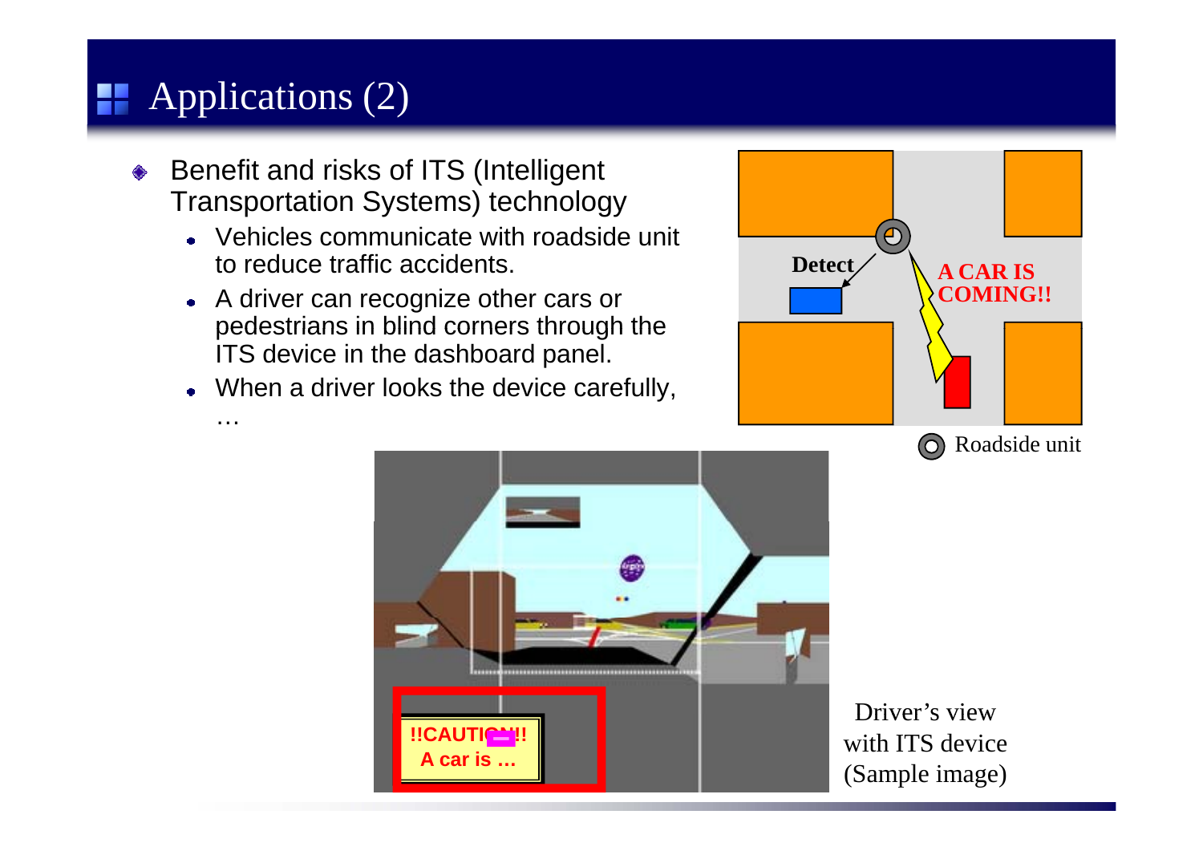# Applications (2)

- Benefit and risks of ITS (Intelligent Transportation Systems) technology
  - Vehicles communicate with roadside unit to reduce traffic accidents.
  - A driver can recognize other cars or pedestrians in blind corners through the ITS device in the dashboard panel.
  - When a driver looks the device carefully, …

Detect

A CAR IS COMING!!

Roadside unit

!!CAUTION!!
A car is …

Driver's view with ITS device (Sample image)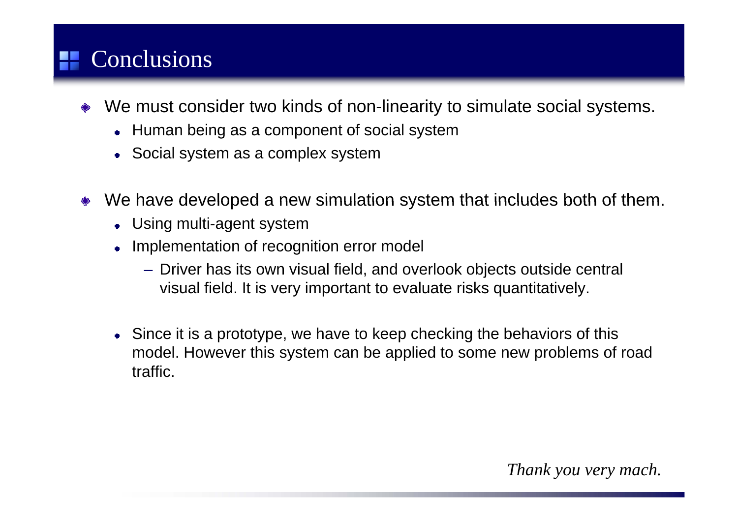# Conclusions

- We must consider two kinds of non-linearity to simulate social systems.
  - Human being as a component of social system
  - Social system as a complex system
- We have developed a new simulation system that includes both of them.
  - Using multi-agent system
  - Implementation of recognition error model
    - Driver has its own visual field, and overlook objects outside central visual field. It is very important to evaluate risks quantitatively.
  - Since it is a prototype, we have to keep checking the behaviors of this model. However this system can be applied to some new problems of road traffic.

*Thank you very mach.*